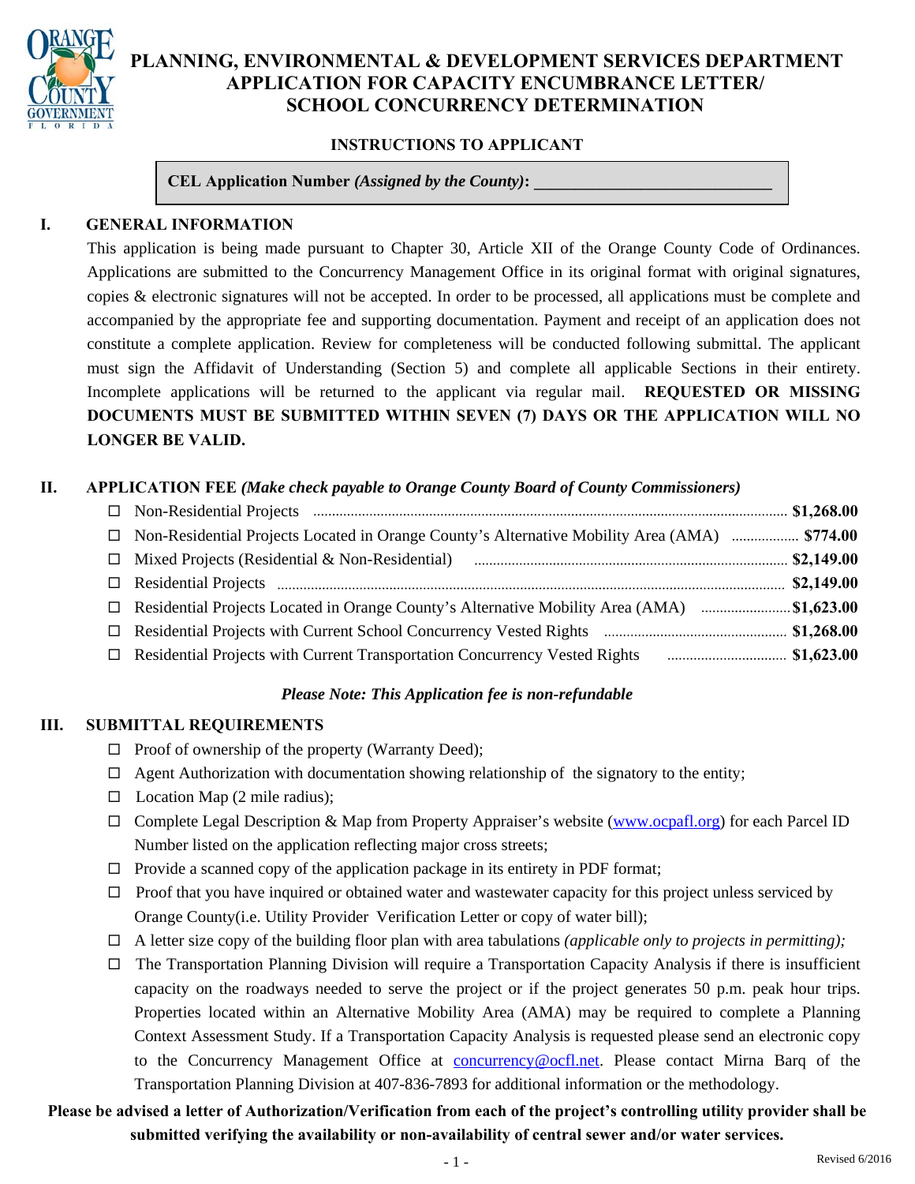# PLANNING, ENVIRONMENTAL & DEVELOPMENT SERVICES DEPARTMENT
# APPLICATION FOR CAPACITY ENCUMBRANCE LETTER/ SCHOOL CONCURRENCY DETERMINATION

**INSTRUCTIONS TO APPLICANT**

**CEL Application Number *(Assigned by the County)*: ____________________________**

## I. GENERAL INFORMATION

This application is being made pursuant to Chapter 30, Article XII of the Orange County Code of Ordinances. Applications are submitted to the Concurrency Management Office in its original format with original signatures, copies & electronic signatures will not be accepted. In order to be processed, all applications must be complete and accompanied by the appropriate fee and supporting documentation. Payment and receipt of an application does not constitute a complete application. Review for completeness will be conducted following submittal. The applicant must sign the Affidavit of Understanding (Section 5) and complete all applicable Sections in their entirety. Incomplete applications will be returned to the applicant via regular mail. **REQUESTED OR MISSING DOCUMENTS MUST BE SUBMITTED WITHIN SEVEN (7) DAYS OR THE APPLICATION WILL NO LONGER BE VALID.**

## II. APPLICATION FEE *(Make check payable to Orange County Board of County Commissioners)*

- ☐ Non-Residential Projects .................... **$1,268.00**
- ☐ Non-Residential Projects Located in Orange County's Alternative Mobility Area (AMA) .................... **$774.00**
- ☐ Mixed Projects (Residential & Non-Residential) .................... **$2,149.00**
- ☐ Residential Projects .................... **$2,149.00**
- ☐ Residential Projects Located in Orange County's Alternative Mobility Area (AMA) .................... **$1,623.00**
- ☐ Residential Projects with Current School Concurrency Vested Rights .................... **$1,268.00**
- ☐ Residential Projects with Current Transportation Concurrency Vested Rights .................... **$1,623.00**

***Please Note: This Application fee is non-refundable***

## III. SUBMITTAL REQUIREMENTS

- ☐ Proof of ownership of the property (Warranty Deed);
- ☐ Agent Authorization with documentation showing relationship of the signatory to the entity;
- ☐ Location Map (2 mile radius);
- ☐ Complete Legal Description & Map from Property Appraiser's website (www.ocpafl.org) for each Parcel ID Number listed on the application reflecting major cross streets;
- ☐ Provide a scanned copy of the application package in its entirety in PDF format;
- ☐ Proof that you have inquired or obtained water and wastewater capacity for this project unless serviced by Orange County(i.e. Utility Provider Verification Letter or copy of water bill);
- ☐ A letter size copy of the building floor plan with area tabulations *(applicable only to projects in permitting);*
- ☐ The Transportation Planning Division will require a Transportation Capacity Analysis if there is insufficient capacity on the roadways needed to serve the project or if the project generates 50 p.m. peak hour trips. Properties located within an Alternative Mobility Area (AMA) may be required to complete a Planning Context Assessment Study. If a Transportation Capacity Analysis is requested please send an electronic copy to the Concurrency Management Office at concurrency@ocfl.net. Please contact Mirna Barq of the Transportation Planning Division at 407-836-7893 for additional information or the methodology.

**Please be advised a letter of Authorization/Verification from each of the project's controlling utility provider shall be submitted verifying the availability or non-availability of central sewer and/or water services.**

Revised 6/2016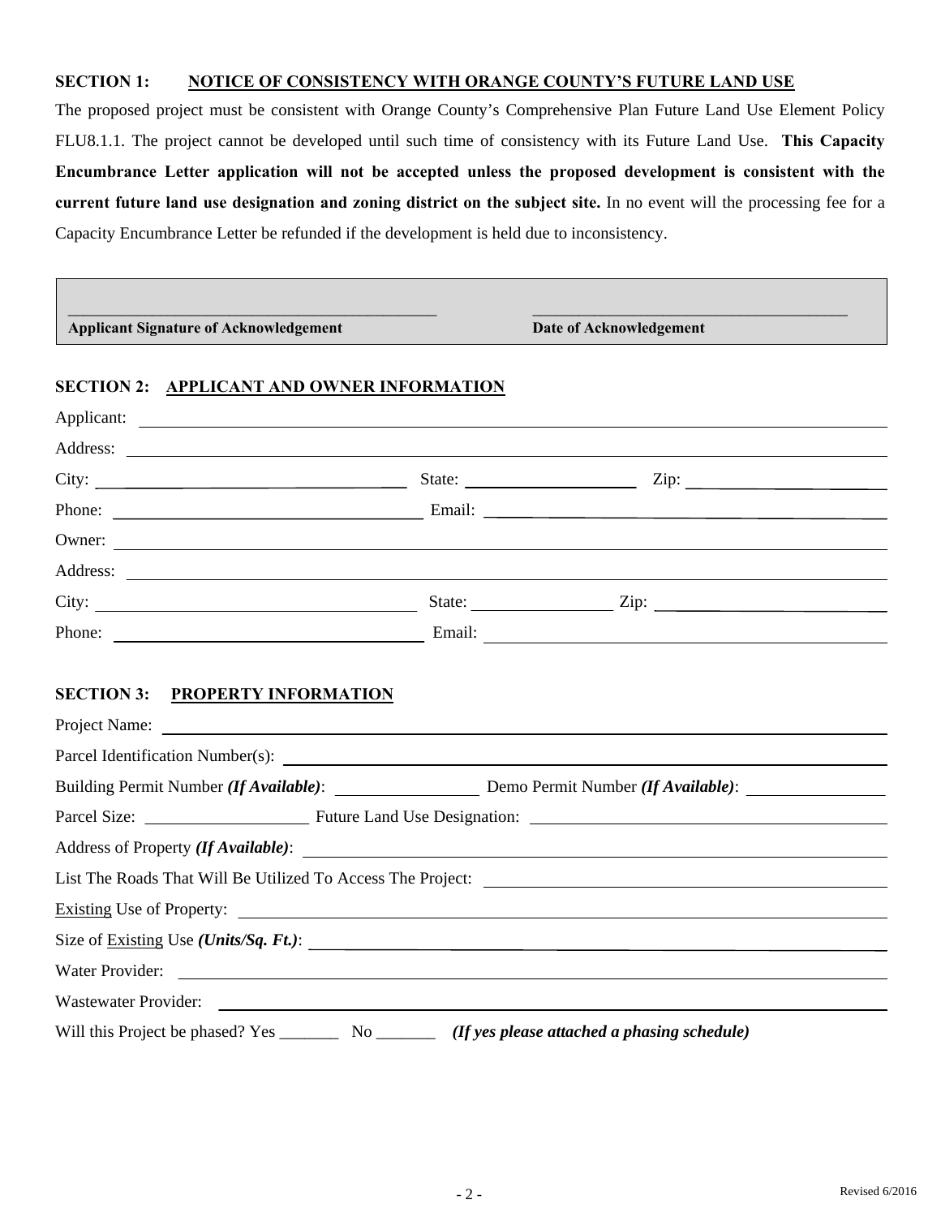## SECTION 1: NOTICE OF CONSISTENCY WITH ORANGE COUNTY'S FUTURE LAND USE

The proposed project must be consistent with Orange County's Comprehensive Plan Future Land Use Element Policy FLU8.1.1. The project cannot be developed until such time of consistency with its Future Land Use. **This Capacity Encumbrance Letter application will not be accepted unless the proposed development is consistent with the current future land use designation and zoning district on the subject site.** In no event will the processing fee for a Capacity Encumbrance Letter be refunded if the development is held due to inconsistency.

| | |
|---|---|
| ______________________________________ | ______________________________________ |
| **Applicant Signature of Acknowledgement** | **Date of Acknowledgement** |

## SECTION 2: APPLICANT AND OWNER INFORMATION

Applicant: ______________________________________________

Address: ______________________________________________

City: ____________________ State: ____________________ Zip: ____________________

Phone: ____________________ Email: ____________________

Owner: ______________________________________________

Address: ______________________________________________

City: ____________________ State: ____________________ Zip: ____________________

Phone: ____________________ Email: ____________________

## SECTION 3: PROPERTY INFORMATION

Project Name: ______________________________________________

Parcel Identification Number(s): ______________________________________________

Building Permit Number ***(If Available)***: ____________________ Demo Permit Number ***(If Available)***: ____________________

Parcel Size: ____________________ Future Land Use Designation: ____________________

Address of Property ***(If Available)***: ______________________________________________

List The Roads That Will Be Utilized To Access The Project: ______________________________________________

Existing Use of Property: ______________________________________________

Size of Existing Use ***(Units/Sq. Ft.)***: ______________________________________________

Water Provider: ______________________________________________

Wastewater Provider: ______________________________________________

Will this Project be phased? Yes _______ No _______ ***(If yes please attached a phasing schedule)***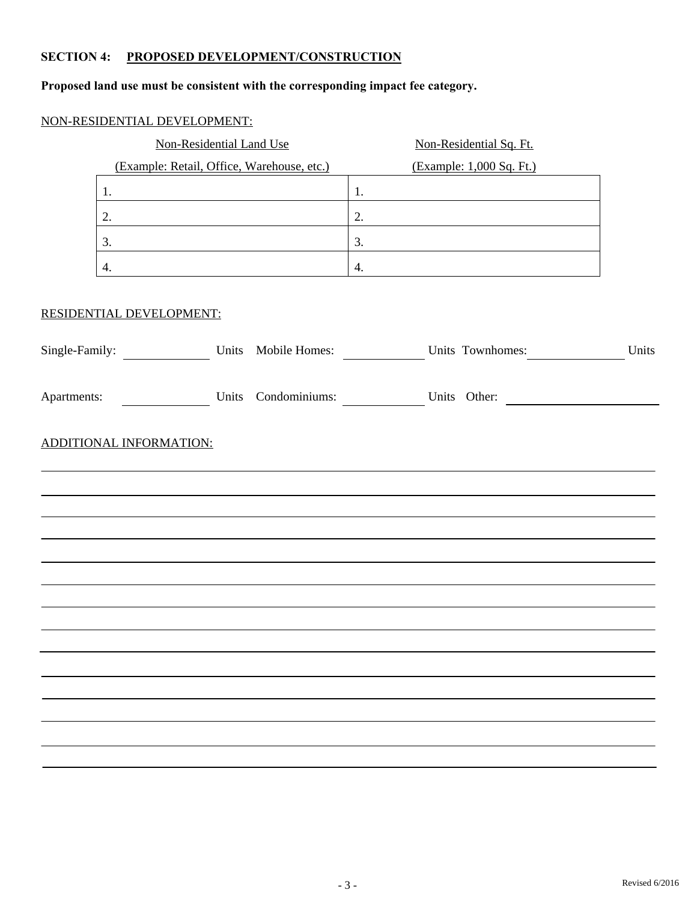## SECTION 4: PROPOSED DEVELOPMENT/CONSTRUCTION

**Proposed land use must be consistent with the corresponding impact fee category.**

NON-RESIDENTIAL DEVELOPMENT:

| Non-Residential Land Use (Example: Retail, Office, Warehouse, etc.) | Non-Residential Sq. Ft. (Example: 1,000 Sq. Ft.) |
|---|---|
| 1. | 1. |
| 2. | 2. |
| 3. | 3. |
| 4. | 4. |

RESIDENTIAL DEVELOPMENT:

Single-Family: ____________ Units Mobile Homes: ____________ Units Townhomes: ____________ Units

Apartments: ____________ Units Condominiums: ____________ Units Other: ____________________

ADDITIONAL INFORMATION:

______________________________________________________________________________

______________________________________________________________________________

______________________________________________________________________________

______________________________________________________________________________

______________________________________________________________________________

______________________________________________________________________________

______________________________________________________________________________

______________________________________________________________________________

______________________________________________________________________________

______________________________________________________________________________

______________________________________________________________________________

______________________________________________________________________________

______________________________________________________________________________

______________________________________________________________________________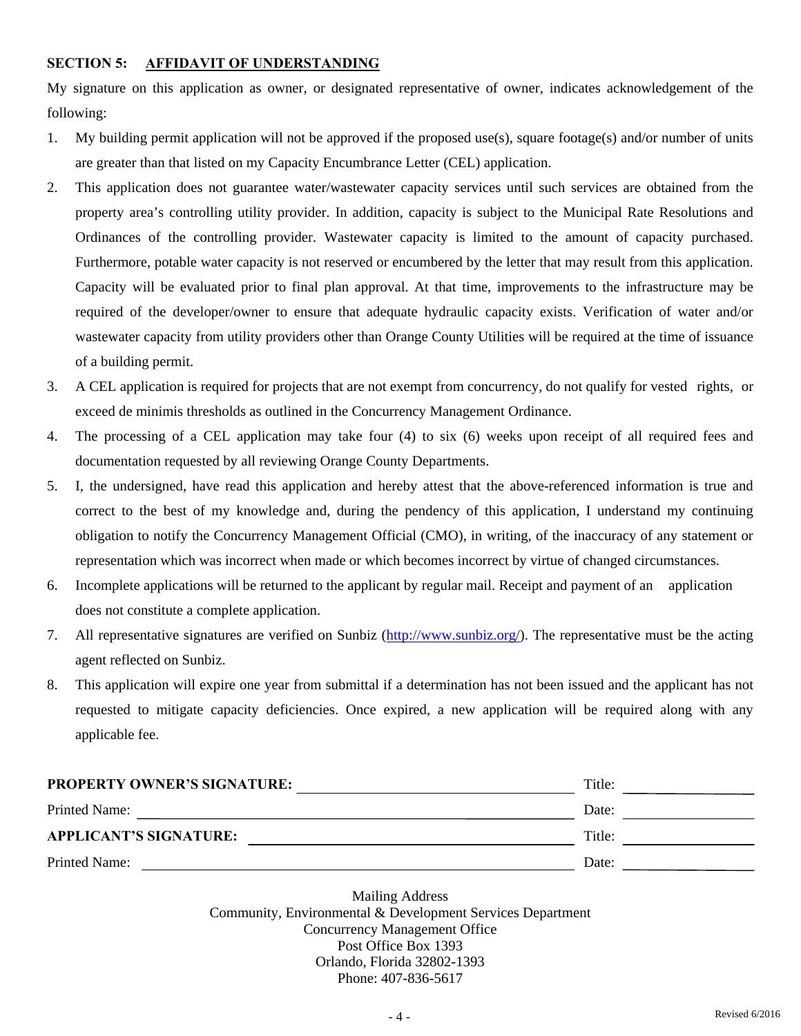### **SECTION 5: AFFIDAVIT OF UNDERSTANDING**

My signature on this application as owner, or designated representative of owner, indicates acknowledgement of the following:

1. My building permit application will not be approved if the proposed use(s), square footage(s) and/or number of units are greater than that listed on my Capacity Encumbrance Letter (CEL) application.
2. This application does not guarantee water/wastewater capacity services until such services are obtained from the property area's controlling utility provider. In addition, capacity is subject to the Municipal Rate Resolutions and Ordinances of the controlling provider. Wastewater capacity is limited to the amount of capacity purchased. Furthermore, potable water capacity is not reserved or encumbered by the letter that may result from this application. Capacity will be evaluated prior to final plan approval. At that time, improvements to the infrastructure may be required of the developer/owner to ensure that adequate hydraulic capacity exists. Verification of water and/or wastewater capacity from utility providers other than Orange County Utilities will be required at the time of issuance of a building permit.
3. A CEL application is required for projects that are not exempt from concurrency, do not qualify for vested rights, or exceed de minimis thresholds as outlined in the Concurrency Management Ordinance.
4. The processing of a CEL application may take four (4) to six (6) weeks upon receipt of all required fees and documentation requested by all reviewing Orange County Departments.
5. I, the undersigned, have read this application and hereby attest that the above-referenced information is true and correct to the best of my knowledge and, during the pendency of this application, I understand my continuing obligation to notify the Concurrency Management Official (CMO), in writing, of the inaccuracy of any statement or representation which was incorrect when made or which becomes incorrect by virtue of changed circumstances.
6. Incomplete applications will be returned to the applicant by regular mail. Receipt and payment of an application does not constitute a complete application.
7. All representative signatures are verified on Sunbiz (http://www.sunbiz.org/). The representative must be the acting agent reflected on Sunbiz.
8. This application will expire one year from submittal if a determination has not been issued and the applicant has not requested to mitigate capacity deficiencies. Once expired, a new application will be required along with any applicable fee.

**PROPERTY OWNER'S SIGNATURE:** ______________________________ Title: ______________

Printed Name: ______________________________ Date: ______________

**APPLICANT'S SIGNATURE:** ______________________________ Title: ______________

Printed Name: ______________________________ Date: ______________

Mailing Address
Community, Environmental & Development Services Department
Concurrency Management Office
Post Office Box 1393
Orlando, Florida 32802-1393
Phone: 407-836-5617

Revised 6/2016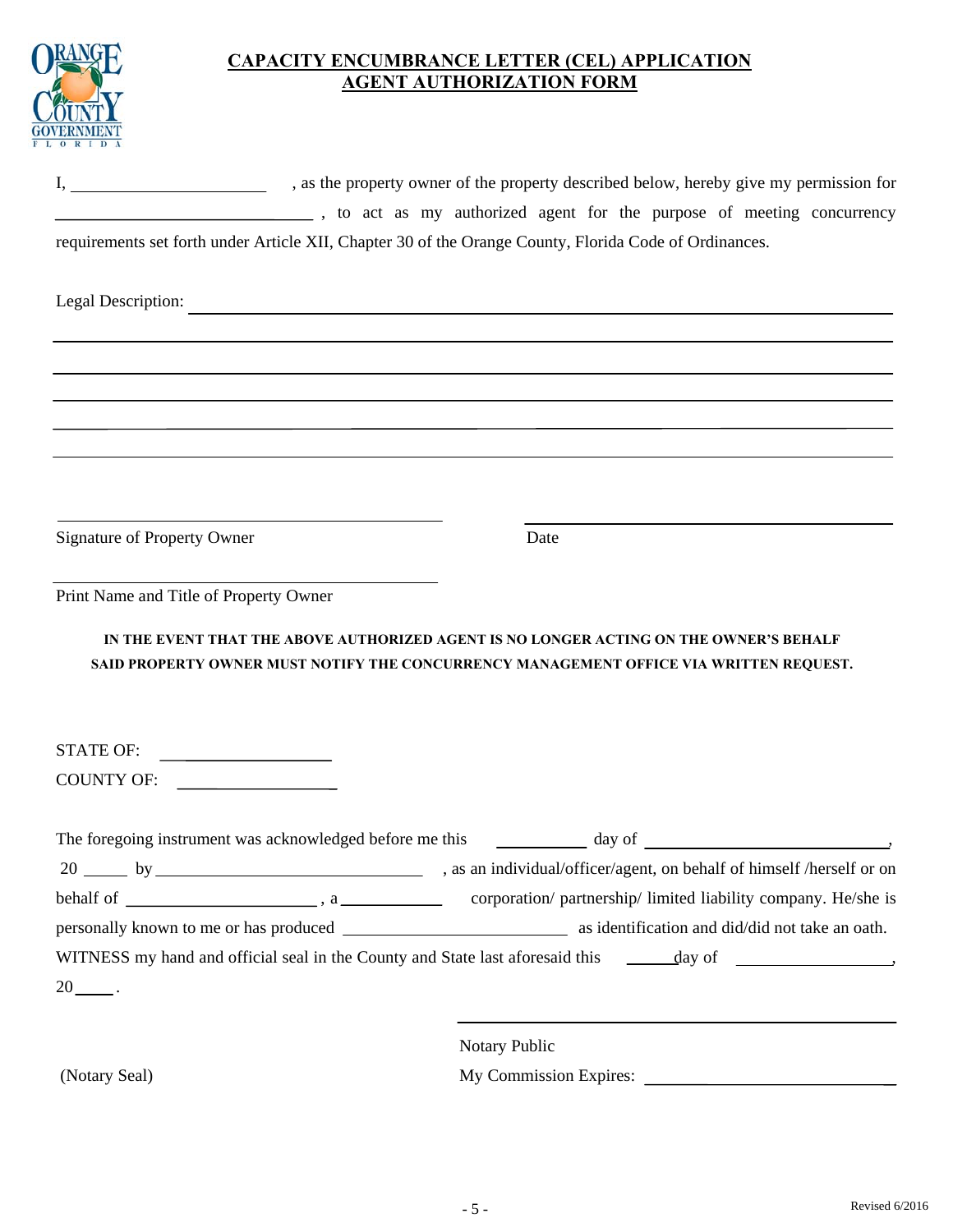# CAPACITY ENCUMBRANCE LETTER (CEL) APPLICATION AGENT AUTHORIZATION FORM

I, ______________________ , as the property owner of the property described below, hereby give my permission for ______________________________ , to act as my authorized agent for the purpose of meeting concurrency requirements set forth under Article XII, Chapter 30 of the Orange County, Florida Code of Ordinances.

Legal Description: ______________________________________________________________

______________________________________________________________________________

______________________________________________________________________________

______________________________________________________________________________

______________________________________________________________________________

______________________________________________________________________________

_____________________________________ &nbsp;&nbsp;&nbsp;&nbsp; _____________________________________

Signature of Property Owner &nbsp;&nbsp;&nbsp;&nbsp; Date

_____________________________________

Print Name and Title of Property Owner

**IN THE EVENT THAT THE ABOVE AUTHORIZED AGENT IS NO LONGER ACTING ON THE OWNER'S BEHALF SAID PROPERTY OWNER MUST NOTIFY THE CONCURRENCY MANAGEMENT OFFICE VIA WRITTEN REQUEST.**

STATE OF: ________________

COUNTY OF: ________________

The foregoing instrument was acknowledged before me this __________ day of ___________________________, 20 _____ by ______________________________ , as an individual/officer/agent, on behalf of himself /herself or on behalf of ______________________ , a ___________ corporation/ partnership/ limited liability company. He/she is personally known to me or has produced _________________________ as identification and did/did not take an oath.

WITNESS my hand and official seal in the County and State last aforesaid this ______day of ________________, 20____ .

_____________________________________

Notary Public

(Notary Seal) &nbsp;&nbsp;&nbsp;&nbsp; My Commission Expires: ___________________________

Revised 6/2016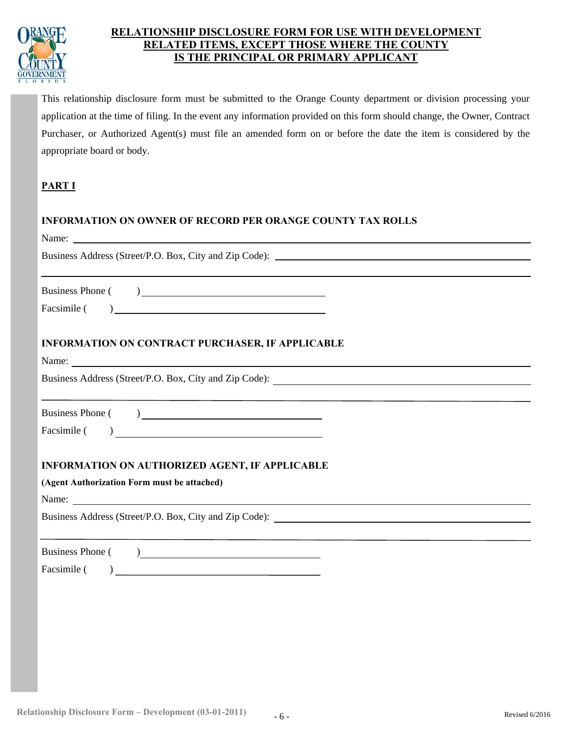# RELATIONSHIP DISCLOSURE FORM FOR USE WITH DEVELOPMENT RELATED ITEMS, EXCEPT THOSE WHERE THE COUNTY IS THE PRINCIPAL OR PRIMARY APPLICANT

This relationship disclosure form must be submitted to the Orange County department or division processing your application at the time of filing. In the event any information provided on this form should change, the Owner, Contract Purchaser, or Authorized Agent(s) must file an amended form on or before the date the item is considered by the appropriate board or body.

## PART I

### INFORMATION ON OWNER OF RECORD PER ORANGE COUNTY TAX ROLLS

Name: ______________________________

Business Address (Street/P.O. Box, City and Zip Code): ______________________________

______________________________

Business Phone (     ) ______________________________

Facsimile (     ) ______________________________

### INFORMATION ON CONTRACT PURCHASER, IF APPLICABLE

Name: ______________________________

Business Address (Street/P.O. Box, City and Zip Code): ______________________________

______________________________

Business Phone (     ) ______________________________

Facsimile (     ) ______________________________

### INFORMATION ON AUTHORIZED AGENT, IF APPLICABLE

**(Agent Authorization Form must be attached)**

Name: ______________________________

Business Address (Street/P.O. Box, City and Zip Code): ______________________________

______________________________

Business Phone (     ) ______________________________

Facsimile (     ) ______________________________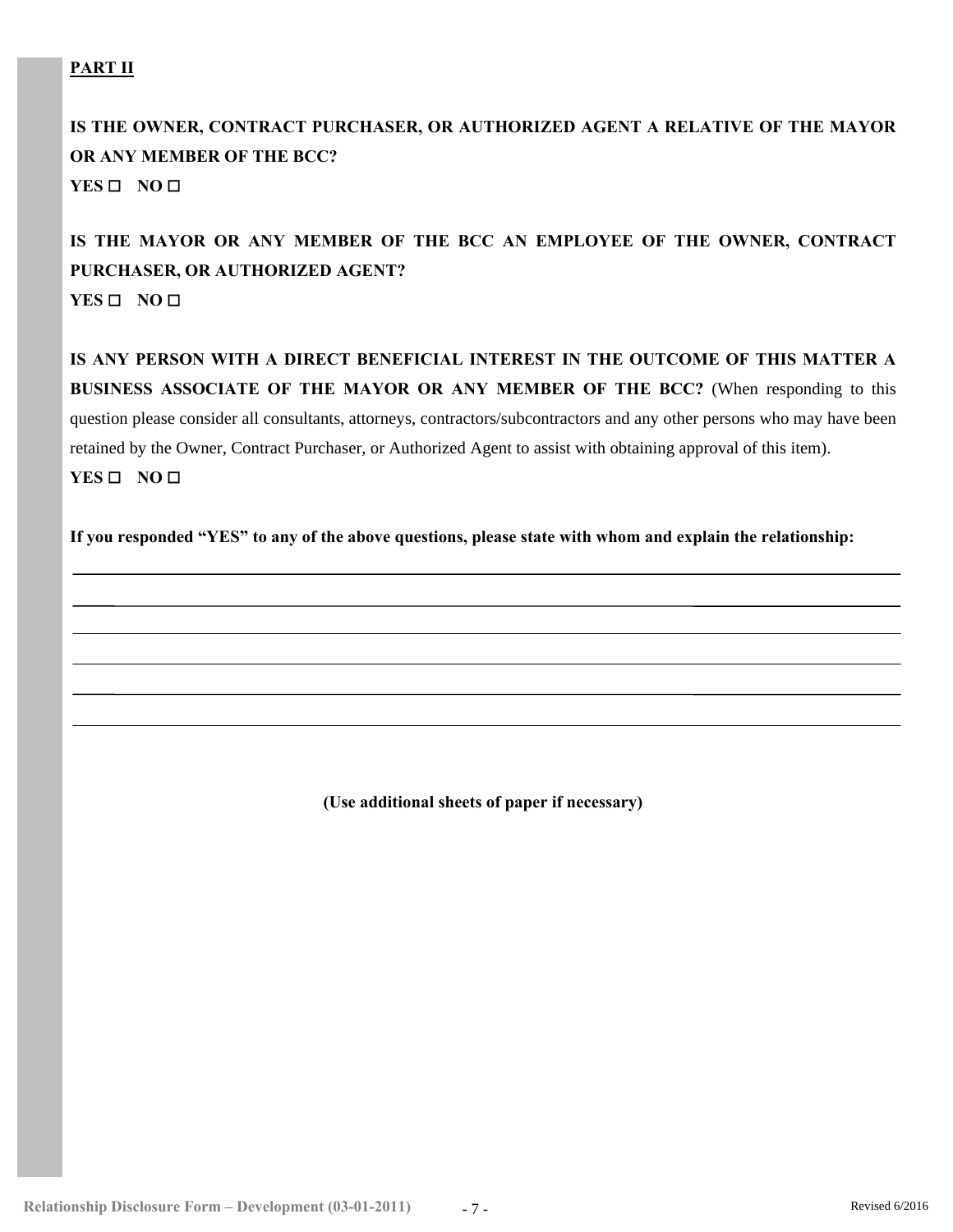**PART II**

**IS THE OWNER, CONTRACT PURCHASER, OR AUTHORIZED AGENT A RELATIVE OF THE MAYOR OR ANY MEMBER OF THE BCC?**

**YES ☐ NO ☐**

**IS THE MAYOR OR ANY MEMBER OF THE BCC AN EMPLOYEE OF THE OWNER, CONTRACT PURCHASER, OR AUTHORIZED AGENT?**

**YES ☐ NO ☐**

**IS ANY PERSON WITH A DIRECT BENEFICIAL INTEREST IN THE OUTCOME OF THIS MATTER A BUSINESS ASSOCIATE OF THE MAYOR OR ANY MEMBER OF THE BCC?** (When responding to this question please consider all consultants, attorneys, contractors/subcontractors and any other persons who may have been retained by the Owner, Contract Purchaser, or Authorized Agent to assist with obtaining approval of this item).

**YES ☐ NO ☐**

**If you responded "YES" to any of the above questions, please state with whom and explain the relationship:**

______________________________________________________________________________

______________________________________________________________________________

______________________________________________________________________________

______________________________________________________________________________

______________________________________________________________________________

______________________________________________________________________________

**(Use additional sheets of paper if necessary)**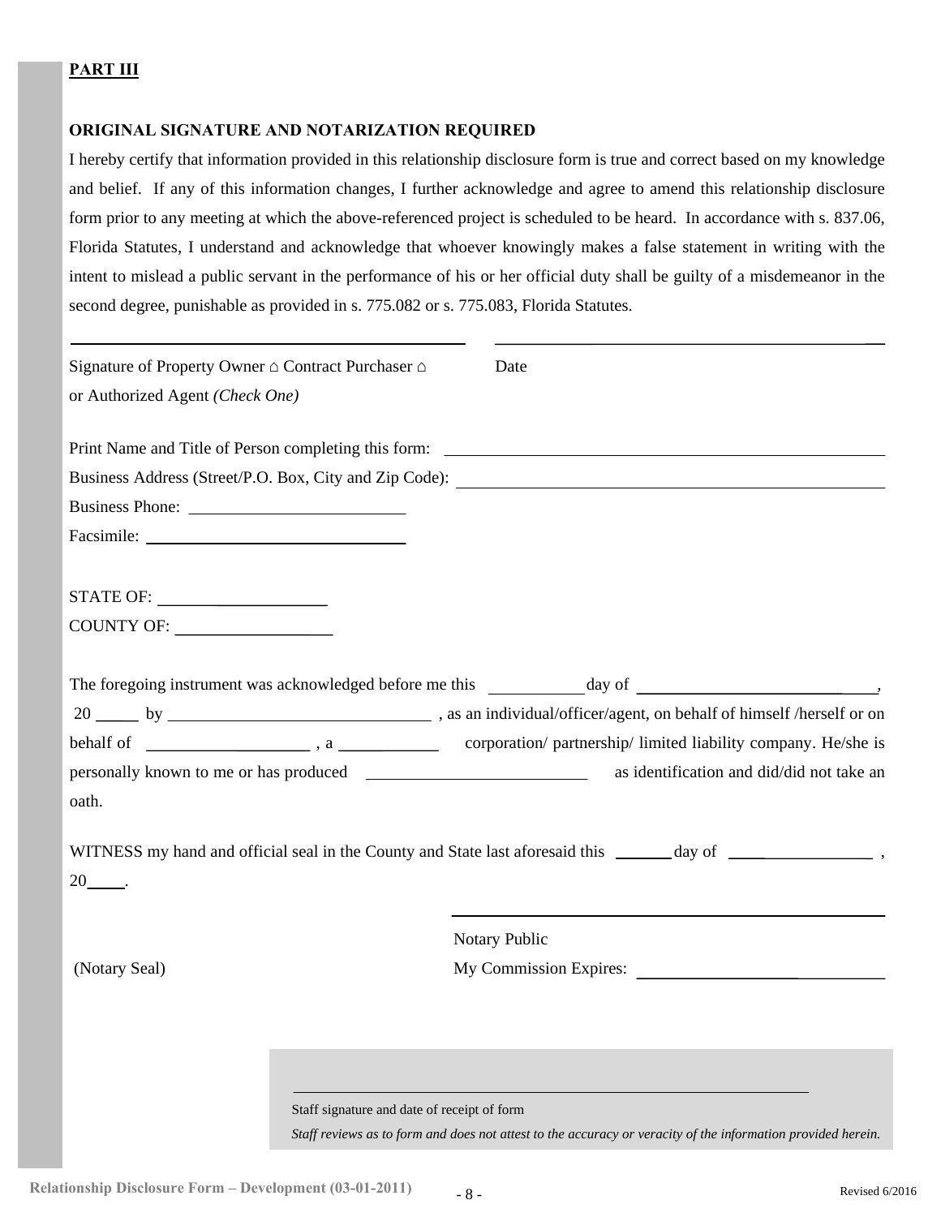**PART III**

**ORIGINAL SIGNATURE AND NOTARIZATION REQUIRED**

I hereby certify that information provided in this relationship disclosure form is true and correct based on my knowledge and belief. If any of this information changes, I further acknowledge and agree to amend this relationship disclosure form prior to any meeting at which the above-referenced project is scheduled to be heard. In accordance with s. 837.06, Florida Statutes, I understand and acknowledge that whoever knowingly makes a false statement in writing with the intent to mislead a public servant in the performance of his or her official duty shall be guilty of a misdemeanor in the second degree, punishable as provided in s. 775.082 or s. 775.083, Florida Statutes.

\_\_\_\_\_\_\_\_\_\_\_\_\_\_\_\_\_\_\_\_\_\_\_\_\_\_\_\_\_\_\_\_\_\_\_\_\_\_\_\_ \_\_\_\_\_\_\_\_\_\_\_\_\_\_\_\_\_\_\_\_\_\_\_\_\_\_\_\_\_\_\_\_\_\_\_\_\_\_\_\_

Signature of Property Owner ⌂ Contract Purchaser ⌂ or Authorized Agent *(Check One)* Date

Print Name and Title of Person completing this form: \_\_\_\_\_\_\_\_\_\_\_\_\_\_\_\_\_\_\_\_\_\_\_\_\_\_\_\_\_\_\_\_\_\_\_\_\_\_\_\_

Business Address (Street/P.O. Box, City and Zip Code): \_\_\_\_\_\_\_\_\_\_\_\_\_\_\_\_\_\_\_\_\_\_\_\_\_\_\_\_\_\_\_\_\_\_\_\_\_\_\_\_

Business Phone: \_\_\_\_\_\_\_\_\_\_\_\_\_\_\_\_\_\_\_\_\_\_\_\_

Facsimile: \_\_\_\_\_\_\_\_\_\_\_\_\_\_\_\_\_\_\_\_\_\_\_\_\_\_\_\_

STATE OF: \_\_\_\_\_\_\_\_\_\_\_\_\_\_\_\_\_\_\_\_

COUNTY OF: \_\_\_\_\_\_\_\_\_\_\_\_\_\_\_\_\_\_

The foregoing instrument was acknowledged before me this \_\_\_\_\_\_\_\_\_\_ day of \_\_\_\_\_\_\_\_\_\_\_\_\_\_\_\_\_\_\_\_\_\_\_\_, 20 \_\_\_\_\_ by \_\_\_\_\_\_\_\_\_\_\_\_\_\_\_\_\_\_\_\_\_\_\_\_\_\_\_\_\_\_ , as an individual/officer/agent, on behalf of himself /herself or on behalf of \_\_\_\_\_\_\_\_\_\_\_\_\_\_\_\_\_\_\_\_ , a \_\_\_\_\_\_\_\_\_\_\_\_ corporation/ partnership/ limited liability company. He/she is personally known to me or has produced \_\_\_\_\_\_\_\_\_\_\_\_\_\_\_\_\_\_\_\_\_\_\_\_\_\_ as identification and did/did not take an oath.

WITNESS my hand and official seal in the County and State last aforesaid this \_\_\_\_\_\_ day of \_\_\_\_\_\_\_\_\_\_\_\_\_\_\_\_ , 20\_\_\_\_.

\_\_\_\_\_\_\_\_\_\_\_\_\_\_\_\_\_\_\_\_\_\_\_\_\_\_\_\_\_\_\_\_\_\_\_\_\_\_\_\_

Notary Public

(Notary Seal) My Commission Expires: \_\_\_\_\_\_\_\_\_\_\_\_\_\_\_\_\_\_\_\_\_\_\_\_\_\_\_\_

\_\_\_\_\_\_\_\_\_\_\_\_\_\_\_\_\_\_\_\_\_\_\_\_\_\_\_\_\_\_\_\_\_\_\_\_\_\_\_\_\_\_\_\_\_\_\_\_\_\_\_\_

Staff signature and date of receipt of form

*Staff reviews as to form and does not attest to the accuracy or veracity of the information provided herein.*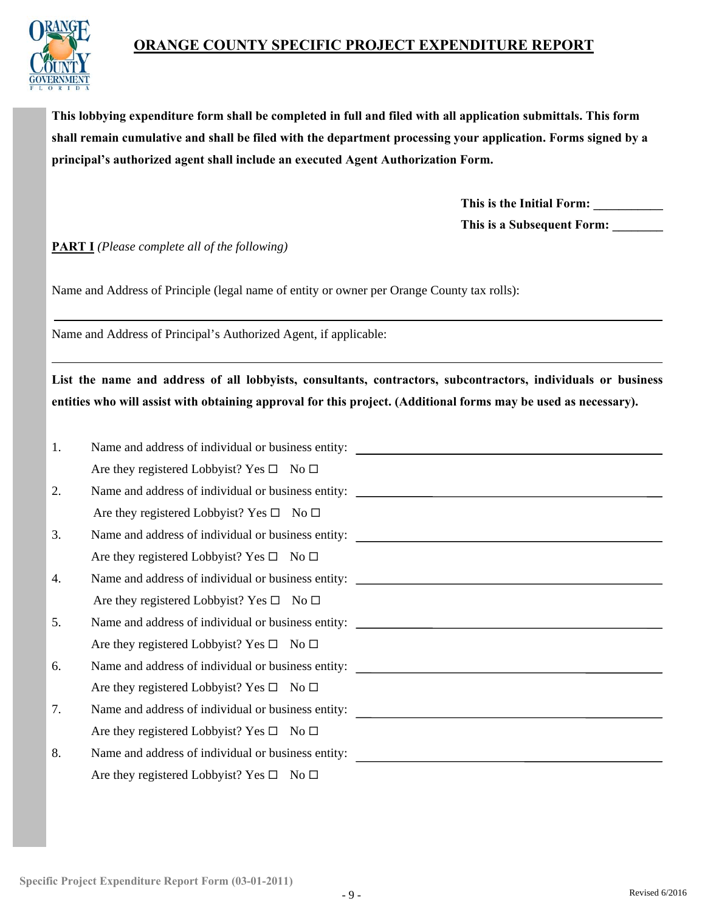# ORANGE COUNTY SPECIFIC PROJECT EXPENDITURE REPORT

**This lobbying expenditure form shall be completed in full and filed with all application submittals. This form shall remain cumulative and shall be filed with the department processing your application. Forms signed by a principal's authorized agent shall include an executed Agent Authorization Form.**

**This is the Initial Form:** ___________

**This is a Subsequent Form:** ________

**PART I** *(Please complete all of the following)*

Name and Address of Principle (legal name of entity or owner per Orange County tax rolls):

_______________________________________________________________

Name and Address of Principal's Authorized Agent, if applicable:

_______________________________________________________________

**List the name and address of all lobbyists, consultants, contractors, subcontractors, individuals or business entities who will assist with obtaining approval for this project. (Additional forms may be used as necessary).**

1. Name and address of individual or business entity: ______________________________
   Are they registered Lobbyist? Yes ☐ No ☐
2. Name and address of individual or business entity: ______________________________
   Are they registered Lobbyist? Yes ☐ No ☐
3. Name and address of individual or business entity: ______________________________
   Are they registered Lobbyist? Yes ☐ No ☐
4. Name and address of individual or business entity: ______________________________
   Are they registered Lobbyist? Yes ☐ No ☐
5. Name and address of individual or business entity: ______________________________
   Are they registered Lobbyist? Yes ☐ No ☐
6. Name and address of individual or business entity: ______________________________
   Are they registered Lobbyist? Yes ☐ No ☐
7. Name and address of individual or business entity: ______________________________
   Are they registered Lobbyist? Yes ☐ No ☐
8. Name and address of individual or business entity: ______________________________
   Are they registered Lobbyist? Yes ☐ No ☐

Specific Project Expenditure Report Form (03-01-2011)

Revised 6/2016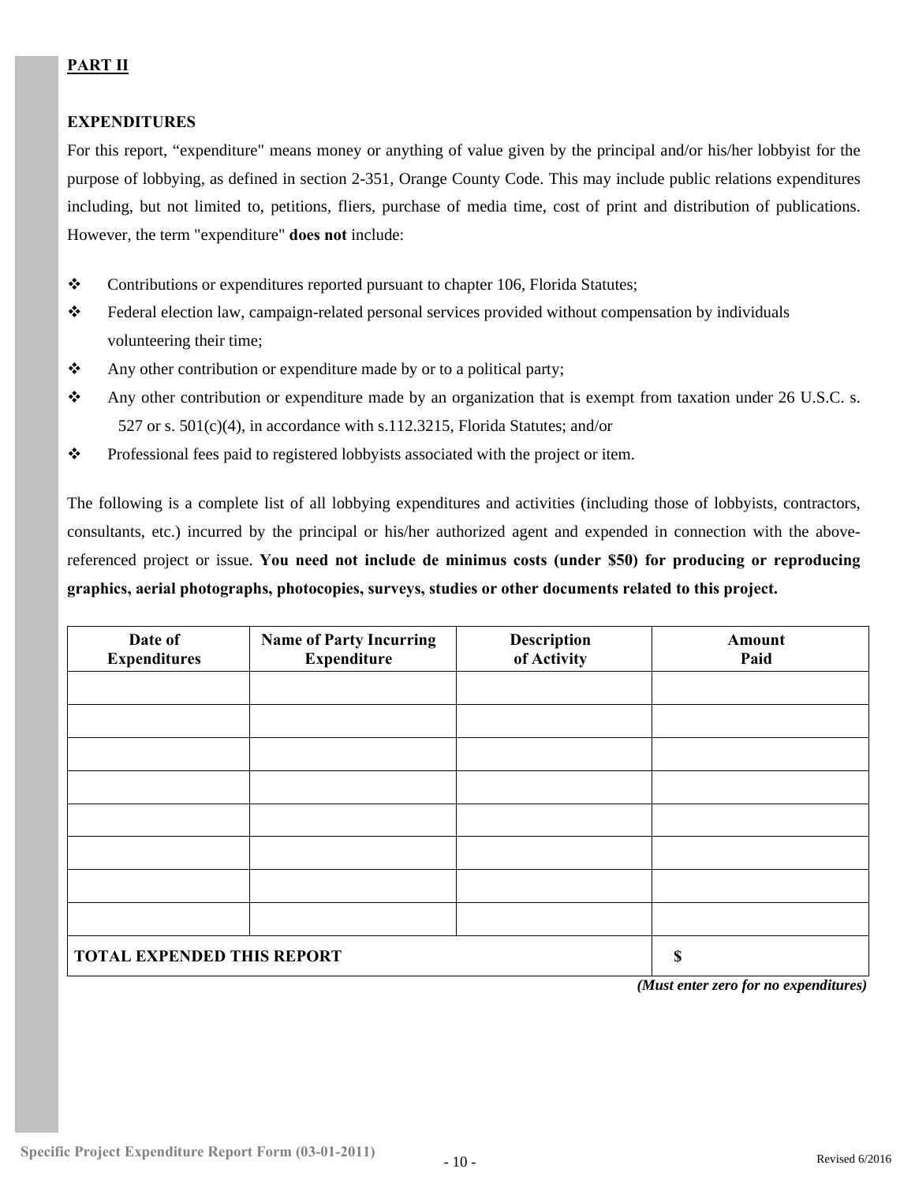**PART II**

**EXPENDITURES**

For this report, “expenditure" means money or anything of value given by the principal and/or his/her lobbyist for the purpose of lobbying, as defined in section 2-351, Orange County Code. This may include public relations expenditures including, but not limited to, petitions, fliers, purchase of media time, cost of print and distribution of publications. However, the term "expenditure" **does not** include:

- Contributions or expenditures reported pursuant to chapter 106, Florida Statutes;
- Federal election law, campaign-related personal services provided without compensation by individuals volunteering their time;
- Any other contribution or expenditure made by or to a political party;
- Any other contribution or expenditure made by an organization that is exempt from taxation under 26 U.S.C. s. 527 or s. 501(c)(4), in accordance with s.112.3215, Florida Statutes; and/or
- Professional fees paid to registered lobbyists associated with the project or item.

The following is a complete list of all lobbying expenditures and activities (including those of lobbyists, contractors, consultants, etc.) incurred by the principal or his/her authorized agent and expended in connection with the above-referenced project or issue. **You need not include de minimus costs (under $50) for producing or reproducing graphics, aerial photographs, photocopies, surveys, studies or other documents related to this project.**

| Date of Expenditures | Name of Party Incurring Expenditure | Description of Activity | Amount Paid |
|---|---|---|---|
| | | | |
| | | | |
| | | | |
| | | | |
| | | | |
| | | | |
| | | | |
| | | | |
| **TOTAL EXPENDED THIS REPORT** | | | **$** |

***(Must enter zero for no expenditures)***

**Specific Project Expenditure Report Form (03-01-2011)**

Revised 6/2016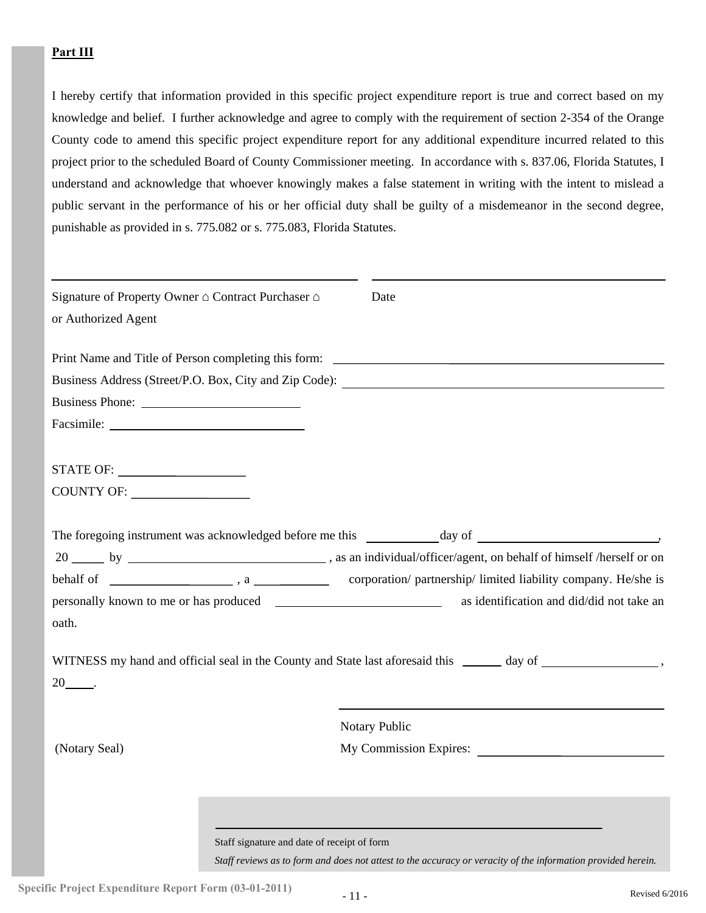**Part III**

I hereby certify that information provided in this specific project expenditure report is true and correct based on my knowledge and belief. I further acknowledge and agree to comply with the requirement of section 2-354 of the Orange County code to amend this specific project expenditure report for any additional expenditure incurred related to this project prior to the scheduled Board of County Commissioner meeting. In accordance with s. 837.06, Florida Statutes, I understand and acknowledge that whoever knowingly makes a false statement in writing with the intent to mislead a public servant in the performance of his or her official duty shall be guilty of a misdemeanor in the second degree, punishable as provided in s. 775.082 or s. 775.083, Florida Statutes.

_________________________________________ _________________________________________

Signature of Property Owner ⌂ Contract Purchaser ⌂ or Authorized Agent          Date

Print Name and Title of Person completing this form: _________________________________

Business Address (Street/P.O. Box, City and Zip Code): _________________________________

Business Phone: ______________________

Facsimile: ___________________________

STATE OF: __________________

COUNTY OF: _________________

The foregoing instrument was acknowledged before me this __________ day of ________________________, 20 _____ by ____________________________, as an individual/officer/agent, on behalf of himself /herself or on behalf of __________________ , a __________ corporation/ partnership/ limited liability company. He/she is personally known to me or has produced ________________________ as identification and did/did not take an oath.

WITNESS my hand and official seal in the County and State last aforesaid this ______ day of ________________, 20____.

_________________________________________

Notary Public

(Notary Seal)          My Commission Expires: ____________________

_________________________________________

Staff signature and date of receipt of form

*Staff reviews as to form and does not attest to the accuracy or veracity of the information provided herein.*

Specific Project Expenditure Report Form (03-01-2011)          Revised 6/2016